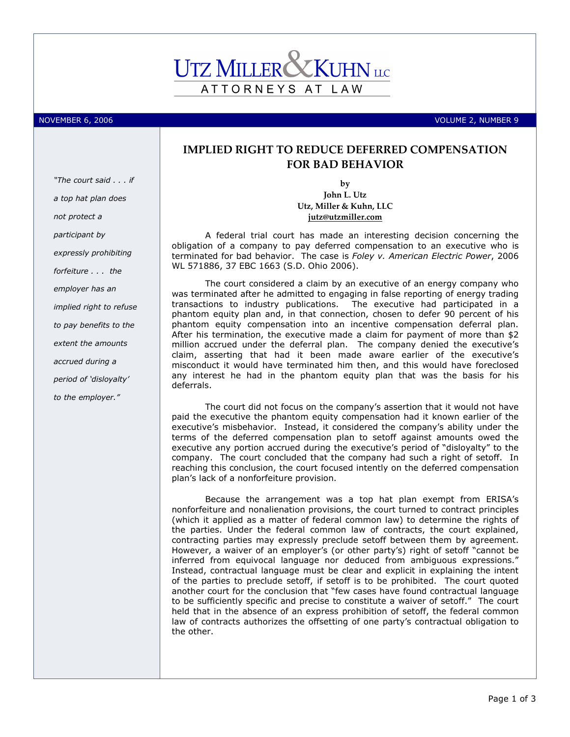# UTZ MILLER & KUHN LLC

ATTORNEYS AT LAW

NOVEMBER 6, 2006 VOLUME 2, NUMBER 9

> *"The court said . . . if a top hat plan does not protect a participant by expressly prohibiting forfeiture . . . the employer has an implied right to refuse to pay benefits to the extent the amounts accrued during a period of 'disloyalty' to the employer."*

## IMPLIED RIGHT TO REDUCE DEFERRED COMPENSATION FOR BAD BEHAVIOR

**by**
**John L. Utz**
**Utz, Miller & Kuhn, LLC**
**jutz@utzmiller.com**

A federal trial court has made an interesting decision concerning the obligation of a company to pay deferred compensation to an executive who is terminated for bad behavior. The case is *Foley v. American Electric Power*, 2006 WL 571886, 37 EBC 1663 (S.D. Ohio 2006).

The court considered a claim by an executive of an energy company who was terminated after he admitted to engaging in false reporting of energy trading transactions to industry publications. The executive had participated in a phantom equity plan and, in that connection, chosen to defer 90 percent of his phantom equity compensation into an incentive compensation deferral plan. After his termination, the executive made a claim for payment of more than $2 million accrued under the deferral plan. The company denied the executive's claim, asserting that had it been made aware earlier of the executive's misconduct it would have terminated him then, and this would have foreclosed any interest he had in the phantom equity plan that was the basis for his deferrals.

The court did not focus on the company's assertion that it would not have paid the executive the phantom equity compensation had it known earlier of the executive's misbehavior. Instead, it considered the company's ability under the terms of the deferred compensation plan to setoff against amounts owed the executive any portion accrued during the executive's period of "disloyalty" to the company. The court concluded that the company had such a right of setoff. In reaching this conclusion, the court focused intently on the deferred compensation plan's lack of a nonforfeiture provision.

Because the arrangement was a top hat plan exempt from ERISA's nonforfeiture and nonalienation provisions, the court turned to contract principles (which it applied as a matter of federal common law) to determine the rights of the parties. Under the federal common law of contracts, the court explained, contracting parties may expressly preclude setoff between them by agreement. However, a waiver of an employer's (or other party's) right of setoff "cannot be inferred from equivocal language nor deduced from ambiguous expressions." Instead, contractual language must be clear and explicit in explaining the intent of the parties to preclude setoff, if setoff is to be prohibited. The court quoted another court for the conclusion that "few cases have found contractual language to be sufficiently specific and precise to constitute a waiver of setoff." The court held that in the absence of an express prohibition of setoff, the federal common law of contracts authorizes the offsetting of one party's contractual obligation to the other.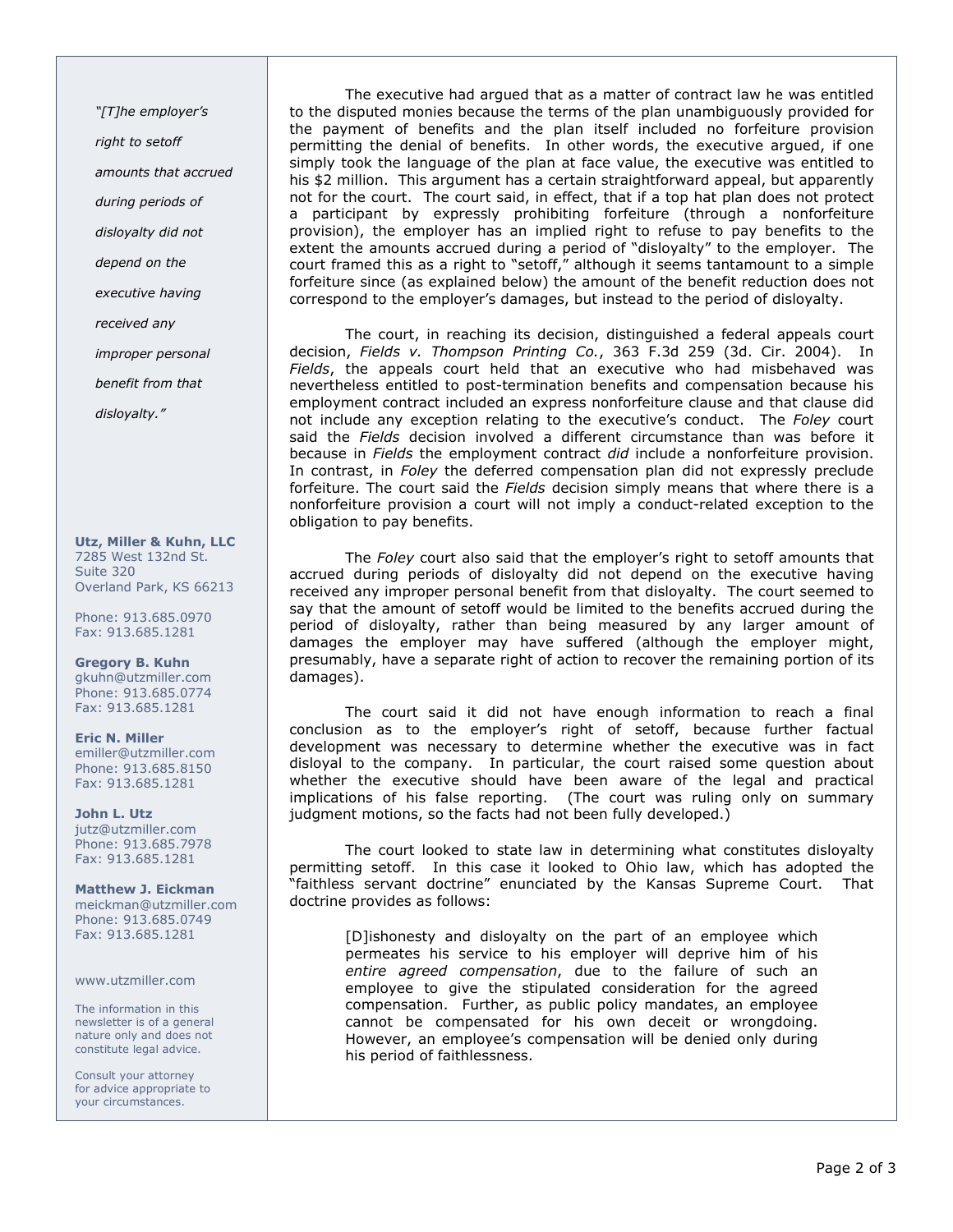*"[T]he employer's right to setoff amounts that accrued during periods of disloyalty did not depend on the executive having received any improper personal benefit from that disloyalty."*

**Utz, Miller & Kuhn, LLC**
7285 West 132nd St.
Suite 320
Overland Park, KS 66213

Phone: 913.685.0970
Fax: 913.685.1281

**Gregory B. Kuhn**
gkuhn@utzmiller.com
Phone: 913.685.0774
Fax: 913.685.1281

**Eric N. Miller**
emiller@utzmiller.com
Phone: 913.685.8150
Fax: 913.685.1281

**John L. Utz**
jutz@utzmiller.com
Phone: 913.685.7978
Fax: 913.685.1281

**Matthew J. Eickman**
meickman@utzmiller.com
Phone: 913.685.0749
Fax: 913.685.1281

www.utzmiller.com

The information in this newsletter is of a general nature only and does not constitute legal advice.

Consult your attorney for advice appropriate to your circumstances.

The executive had argued that as a matter of contract law he was entitled to the disputed monies because the terms of the plan unambiguously provided for the payment of benefits and the plan itself included no forfeiture provision permitting the denial of benefits. In other words, the executive argued, if one simply took the language of the plan at face value, the executive was entitled to his $2 million. This argument has a certain straightforward appeal, but apparently not for the court. The court said, in effect, that if a top hat plan does not protect a participant by expressly prohibiting forfeiture (through a nonforfeiture provision), the employer has an implied right to refuse to pay benefits to the extent the amounts accrued during a period of "disloyalty" to the employer. The court framed this as a right to "setoff," although it seems tantamount to a simple forfeiture since (as explained below) the amount of the benefit reduction does not correspond to the employer's damages, but instead to the period of disloyalty.

The court, in reaching its decision, distinguished a federal appeals court decision, *Fields v. Thompson Printing Co.*, 363 F.3d 259 (3d. Cir. 2004). In *Fields*, the appeals court held that an executive who had misbehaved was nevertheless entitled to post-termination benefits and compensation because his employment contract included an express nonforfeiture clause and that clause did not include any exception relating to the executive's conduct. The *Foley* court said the *Fields* decision involved a different circumstance than was before it because in *Fields* the employment contract *did* include a nonforfeiture provision. In contrast, in *Foley* the deferred compensation plan did not expressly preclude forfeiture. The court said the *Fields* decision simply means that where there is a nonforfeiture provision a court will not imply a conduct-related exception to the obligation to pay benefits.

The *Foley* court also said that the employer's right to setoff amounts that accrued during periods of disloyalty did not depend on the executive having received any improper personal benefit from that disloyalty. The court seemed to say that the amount of setoff would be limited to the benefits accrued during the period of disloyalty, rather than being measured by any larger amount of damages the employer may have suffered (although the employer might, presumably, have a separate right of action to recover the remaining portion of its damages).

The court said it did not have enough information to reach a final conclusion as to the employer's right of setoff, because further factual development was necessary to determine whether the executive was in fact disloyal to the company. In particular, the court raised some question about whether the executive should have been aware of the legal and practical implications of his false reporting. (The court was ruling only on summary judgment motions, so the facts had not been fully developed.)

The court looked to state law in determining what constitutes disloyalty permitting setoff. In this case it looked to Ohio law, which has adopted the "faithless servant doctrine" enunciated by the Kansas Supreme Court. That doctrine provides as follows:

> [D]ishonesty and disloyalty on the part of an employee which permeates his service to his employer will deprive him of his *entire agreed compensation*, due to the failure of such an employee to give the stipulated consideration for the agreed compensation. Further, as public policy mandates, an employee cannot be compensated for his own deceit or wrongdoing. However, an employee's compensation will be denied only during his period of faithlessness.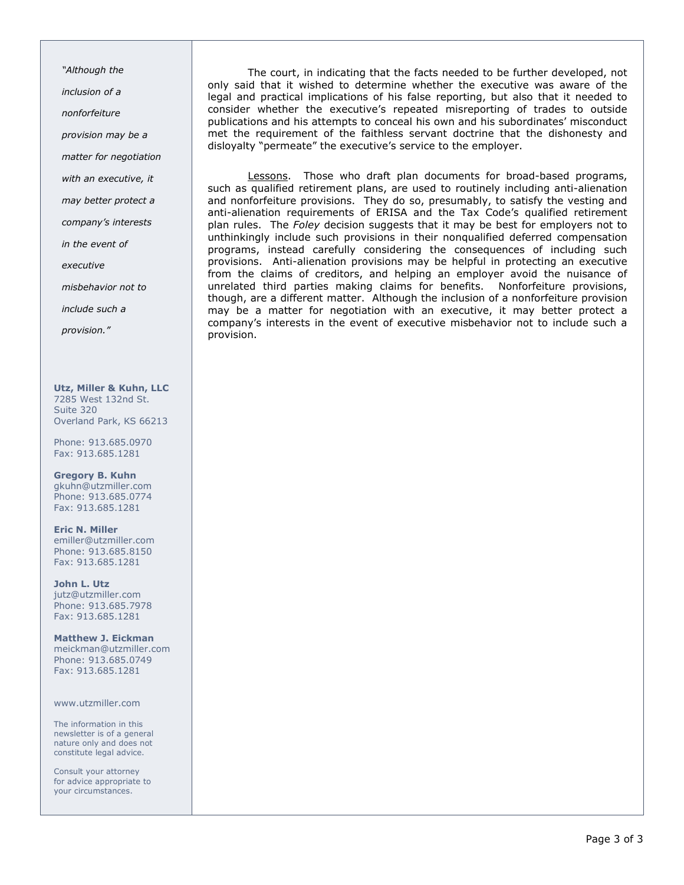The court, in indicating that the facts needed to be further developed, not only said that it wished to determine whether the executive was aware of the legal and practical implications of his false reporting, but also that it needed to consider whether the executive's repeated misreporting of trades to outside publications and his attempts to conceal his own and his subordinates' misconduct met the requirement of the faithless servant doctrine that the dishonesty and disloyalty "permeate" the executive's service to the employer.

Lessons. Those who draft plan documents for broad-based programs, such as qualified retirement plans, are used to routinely including anti-alienation and nonforfeiture provisions. They do so, presumably, to satisfy the vesting and anti-alienation requirements of ERISA and the Tax Code's qualified retirement plan rules. The *Foley* decision suggests that it may be best for employers not to unthinkingly include such provisions in their nonqualified deferred compensation programs, instead carefully considering the consequences of including such provisions. Anti-alienation provisions may be helpful in protecting an executive from the claims of creditors, and helping an employer avoid the nuisance of unrelated third parties making claims for benefits. Nonforfeiture provisions, though, are a different matter. Although the inclusion of a nonforfeiture provision may be a matter for negotiation with an executive, it may better protect a company's interests in the event of executive misbehavior not to include such a provision.

*"Although the inclusion of a nonforfeiture provision may be a matter for negotiation with an executive, it may better protect a company's interests in the event of executive misbehavior not to include such a provision."*

**Utz, Miller & Kuhn, LLC**
7285 West 132nd St.
Suite 320
Overland Park, KS 66213

Phone: 913.685.0970
Fax: 913.685.1281

**Gregory B. Kuhn**
gkuhn@utzmiller.com
Phone: 913.685.0774
Fax: 913.685.1281

**Eric N. Miller**
emiller@utzmiller.com
Phone: 913.685.8150
Fax: 913.685.1281

**John L. Utz**
jutz@utzmiller.com
Phone: 913.685.7978
Fax: 913.685.1281

**Matthew J. Eickman**
meickman@utzmiller.com
Phone: 913.685.0749
Fax: 913.685.1281

www.utzmiller.com

The information in this newsletter is of a general nature only and does not constitute legal advice.

Consult your attorney for advice appropriate to your circumstances.